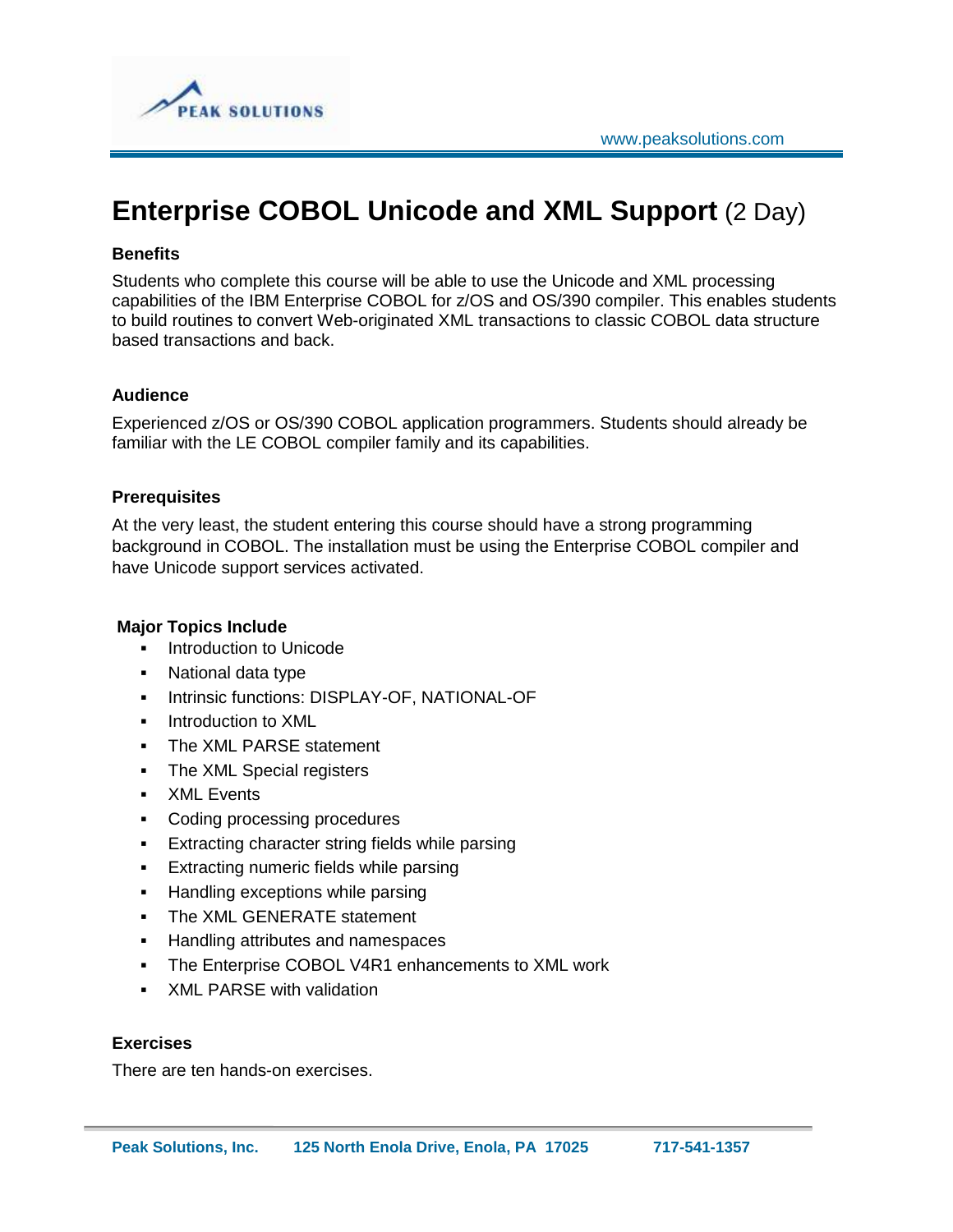PEAK SOLUTIONS

www.peaksolutions.com

# Enterprise COBOL Unicode and XML Support (2 Day)

### Benefits

Students who complete this course will be able to use the Unicode and XML processing capabilities of the IBM Enterprise COBOL for z/OS and OS/390 compiler. This enables students to build routines to convert Web-originated XML transactions to classic COBOL data structure based transactions and back.

### Audience

Experienced z/OS or OS/390 COBOL application programmers. Students should already be familiar with the LE COBOL compiler family and its capabilities.

### Prerequisites

At the very least, the student entering this course should have a strong programming background in COBOL. The installation must be using the Enterprise COBOL compiler and have Unicode support services activated.

### Major Topics Include

- Introduction to Unicode
- National data type
- Intrinsic functions: DISPLAY-OF, NATIONAL-OF
- Introduction to XML
- The XML PARSE statement
- The XML Special registers
- XML Events
- Coding processing procedures
- Extracting character string fields while parsing
- Extracting numeric fields while parsing
- Handling exceptions while parsing
- The XML GENERATE statement
- Handling attributes and namespaces
- The Enterprise COBOL V4R1 enhancements to XML work
- XML PARSE with validation

### Exercises

There are ten hands-on exercises.

**Peak Solutions, Inc.** **125 North Enola Drive, Enola, PA 17025** **717-541-1357**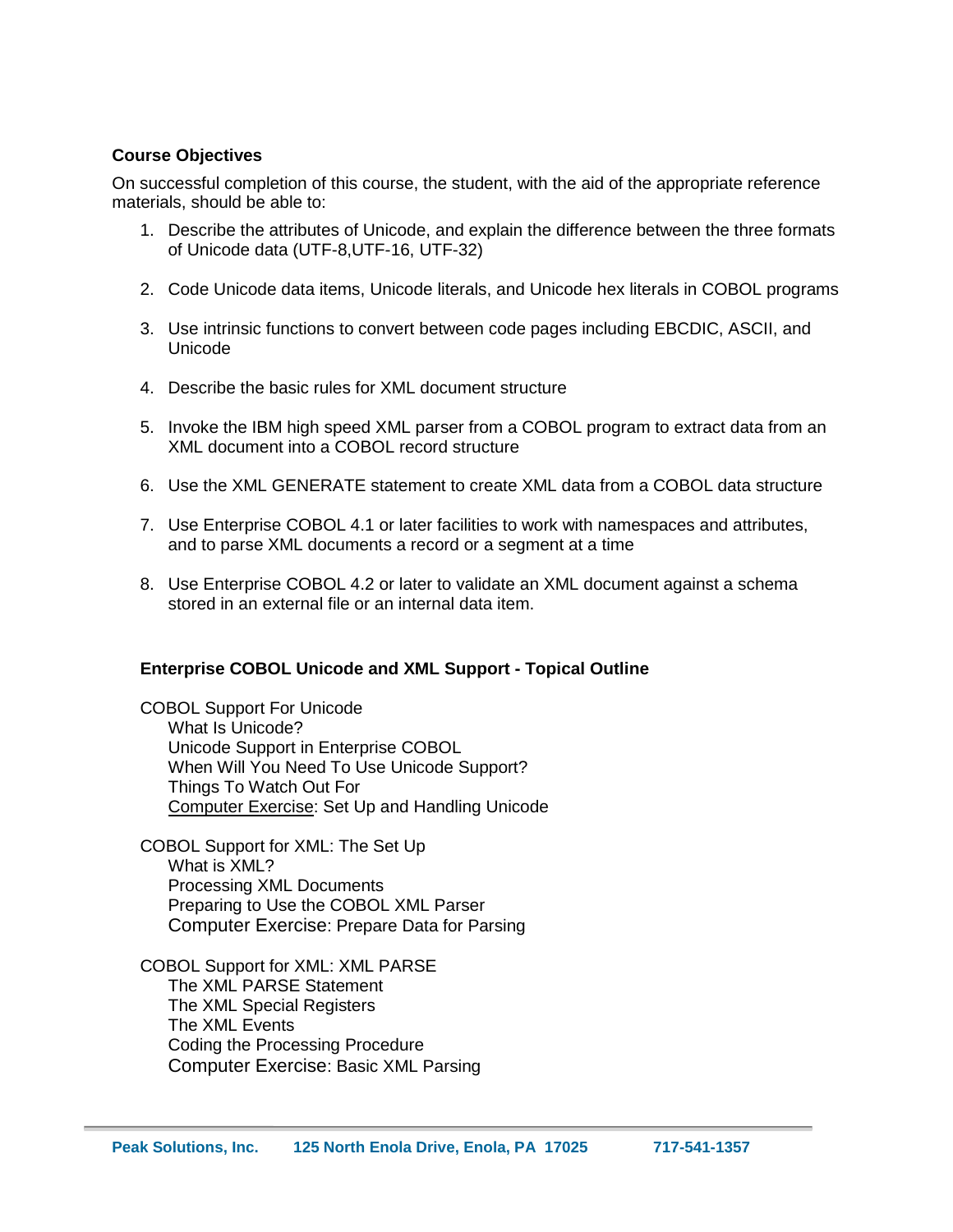## Course Objectives

On successful completion of this course, the student, with the aid of the appropriate reference materials, should be able to:

1. Describe the attributes of Unicode, and explain the difference between the three formats of Unicode data (UTF-8,UTF-16, UTF-32)

2. Code Unicode data items, Unicode literals, and Unicode hex literals in COBOL programs

3. Use intrinsic functions to convert between code pages including EBCDIC, ASCII, and Unicode

4. Describe the basic rules for XML document structure

5. Invoke the IBM high speed XML parser from a COBOL program to extract data from an XML document into a COBOL record structure

6. Use the XML GENERATE statement to create XML data from a COBOL data structure

7. Use Enterprise COBOL 4.1 or later facilities to work with namespaces and attributes, and to parse XML documents a record or a segment at a time

8. Use Enterprise COBOL 4.2 or later to validate an XML document against a schema stored in an external file or an internal data item.

### Enterprise COBOL Unicode and XML Support - Topical Outline

COBOL Support For Unicode
- What Is Unicode?
- Unicode Support in Enterprise COBOL
- When Will You Need To Use Unicode Support?
- Things To Watch Out For
- Computer Exercise: Set Up and Handling Unicode

COBOL Support for XML: The Set Up
- What is XML?
- Processing XML Documents
- Preparing to Use the COBOL XML Parser
- Computer Exercise: Prepare Data for Parsing

COBOL Support for XML: XML PARSE
- The XML PARSE Statement
- The XML Special Registers
- The XML Events
- Coding the Processing Procedure
- Computer Exercise: Basic XML Parsing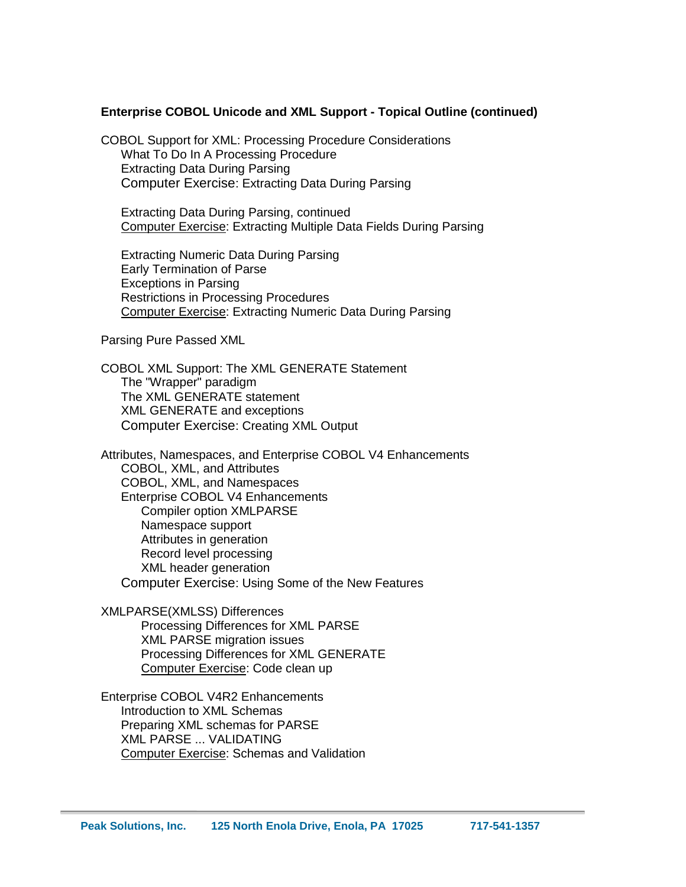**Enterprise COBOL Unicode and XML Support - Topical Outline (continued)**

COBOL Support for XML: Processing Procedure Considerations
- What To Do In A Processing Procedure
- Extracting Data During Parsing
- Computer Exercise: Extracting Data During Parsing

- Extracting Data During Parsing, continued
- Computer Exercise: Extracting Multiple Data Fields During Parsing

- Extracting Numeric Data During Parsing
- Early Termination of Parse
- Exceptions in Parsing
- Restrictions in Processing Procedures
- Computer Exercise: Extracting Numeric Data During Parsing

Parsing Pure Passed XML

COBOL XML Support: The XML GENERATE Statement
- The "Wrapper" paradigm
- The XML GENERATE statement
- XML GENERATE and exceptions
- Computer Exercise: Creating XML Output

Attributes, Namespaces, and Enterprise COBOL V4 Enhancements
- COBOL, XML, and Attributes
- COBOL, XML, and Namespaces
- Enterprise COBOL V4 Enhancements
  - Compiler option XMLPARSE
  - Namespace support
  - Attributes in generation
  - Record level processing
  - XML header generation
- Computer Exercise: Using Some of the New Features

XMLPARSE(XMLSS) Differences
- Processing Differences for XML PARSE
- XML PARSE migration issues
- Processing Differences for XML GENERATE
- Computer Exercise: Code clean up

Enterprise COBOL V4R2 Enhancements
- Introduction to XML Schemas
- Preparing XML schemas for PARSE
- XML PARSE ... VALIDATING
- Computer Exercise: Schemas and Validation

**Peak Solutions, Inc.      125 North Enola Drive, Enola, PA 17025      717-541-1357**